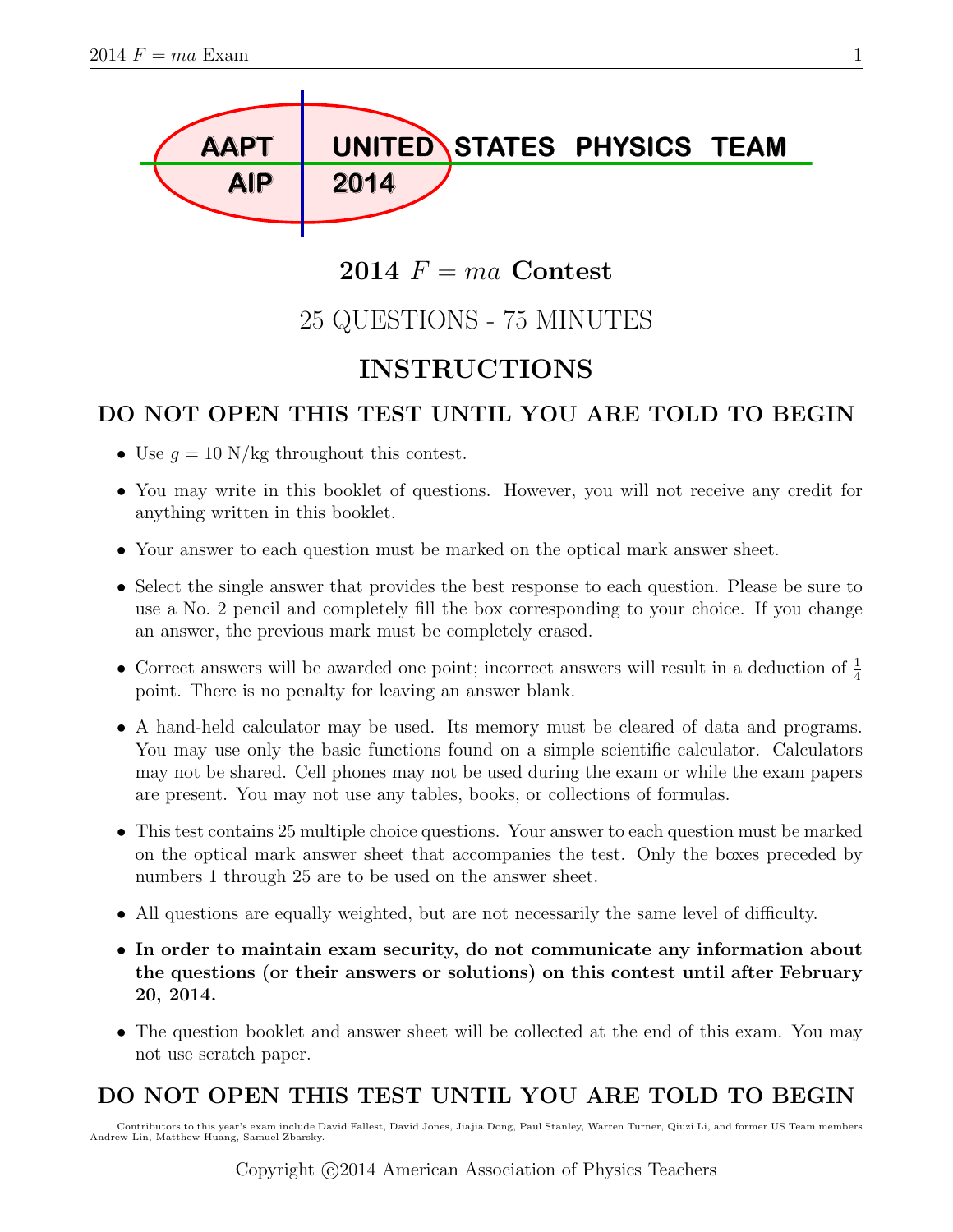AAPT UNITED STATES PHYSICS TEAM
AIP 2014

# 2014 $F = ma$ Contest

## 25 QUESTIONS - 75 MINUTES

## INSTRUCTIONS

### DO NOT OPEN THIS TEST UNTIL YOU ARE TOLD TO BEGIN

- Use $g = 10$ N/kg throughout this contest.
- You may write in this booklet of questions. However, you will not receive any credit for anything written in this booklet.
- Your answer to each question must be marked on the optical mark answer sheet.
- Select the single answer that provides the best response to each question. Please be sure to use a No. 2 pencil and completely fill the box corresponding to your choice. If you change an answer, the previous mark must be completely erased.
- Correct answers will be awarded one point; incorrect answers will result in a deduction of $\frac{1}{4}$ point. There is no penalty for leaving an answer blank.
- A hand-held calculator may be used. Its memory must be cleared of data and programs. You may use only the basic functions found on a simple scientific calculator. Calculators may not be shared. Cell phones may not be used during the exam or while the exam papers are present. You may not use any tables, books, or collections of formulas.
- This test contains 25 multiple choice questions. Your answer to each question must be marked on the optical mark answer sheet that accompanies the test. Only the boxes preceded by numbers 1 through 25 are to be used on the answer sheet.
- All questions are equally weighted, but are not necessarily the same level of difficulty.
- **In order to maintain exam security, do not communicate any information about the questions (or their answers or solutions) on this contest until after February 20, 2014.**
- The question booklet and answer sheet will be collected at the end of this exam. You may not use scratch paper.

### DO NOT OPEN THIS TEST UNTIL YOU ARE TOLD TO BEGIN

Contributors to this year's exam include David Fallest, David Jones, Jiajia Dong, Paul Stanley, Warren Turner, Qiuzi Li, and former US Team members Andrew Lin, Matthew Huang, Samuel Zbarsky.

Copyright ©2014 American Association of Physics Teachers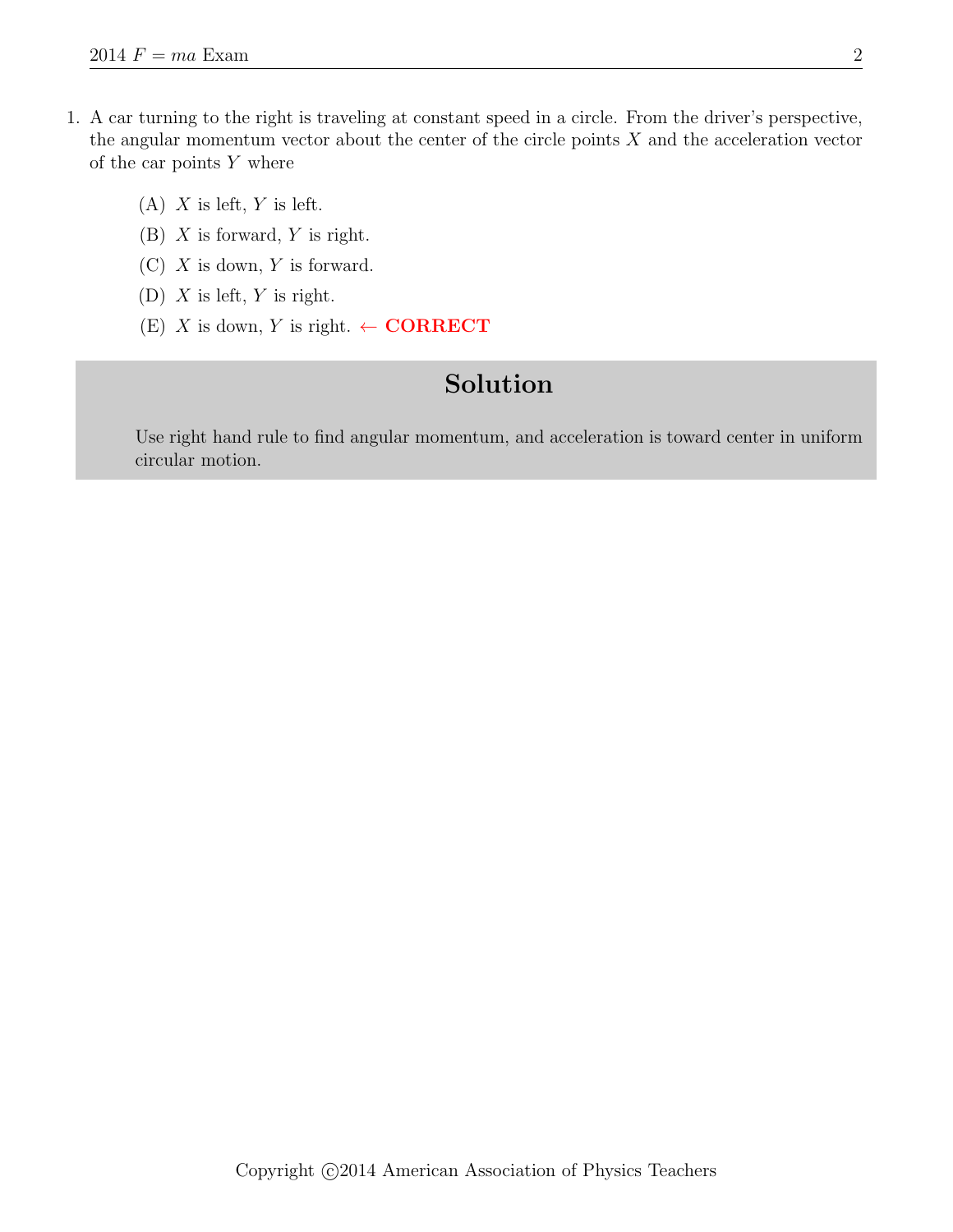1. A car turning to the right is traveling at constant speed in a circle. From the driver's perspective, the angular momentum vector about the center of the circle points $X$ and the acceleration vector of the car points $Y$ where

   (A) $X$ is left, $Y$ is left.

   (B) $X$ is forward, $Y$ is right.

   (C) $X$ is down, $Y$ is forward.

   (D) $X$ is left, $Y$ is right.

   (E) $X$ is down, $Y$ is right. ← **CORRECT**

## Solution

Use right hand rule to find angular momentum, and acceleration is toward center in uniform circular motion.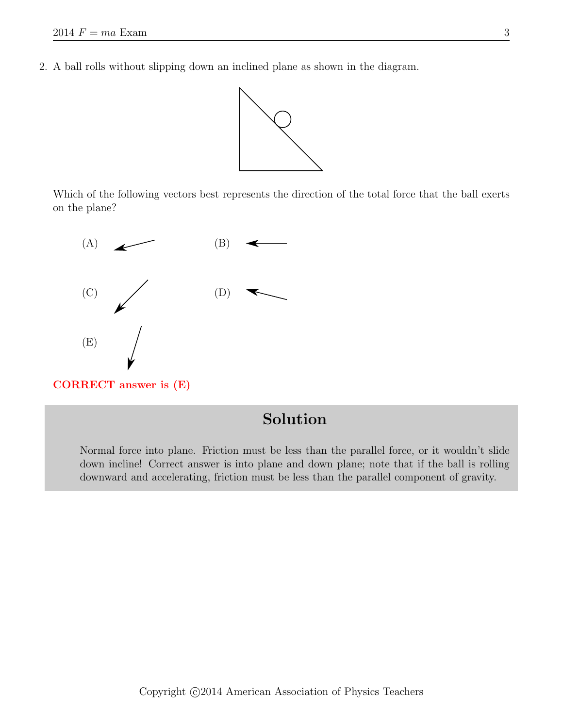2. A ball rolls without slipping down an inclined plane as shown in the diagram.

Which of the following vectors best represents the direction of the total force that the ball exerts on the plane?

(A)

(B)

(C)

(D)

(E)

**CORRECT answer is (E)**

## Solution

Normal force into plane. Friction must be less than the parallel force, or it wouldn't slide down incline! Correct answer is into plane and down plane; note that if the ball is rolling downward and accelerating, friction must be less than the parallel component of gravity.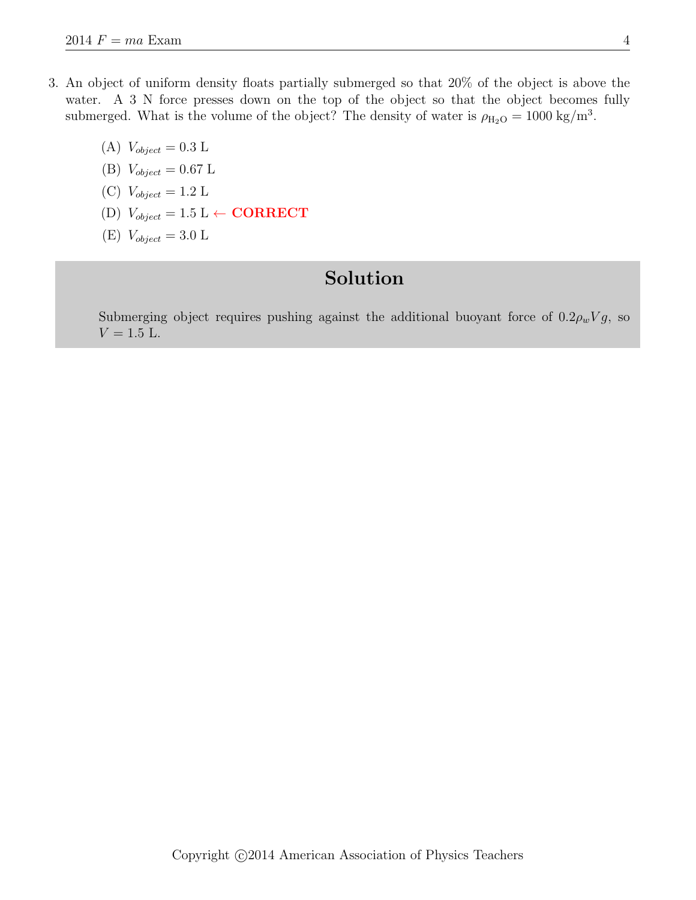3. An object of uniform density floats partially submerged so that 20% of the object is above the water. A 3 N force presses down on the top of the object so that the object becomes fully submerged. What is the volume of the object? The density of water is $\rho_{\mathrm{H_2O}} = 1000\ \mathrm{kg/m^3}$.

   (A) $V_{object} = 0.3$ L

   (B) $V_{object} = 0.67$ L

   (C) $V_{object} = 1.2$ L

   (D) $V_{object} = 1.5$ L ← **CORRECT**

   (E) $V_{object} = 3.0$ L

## Solution

Submerging object requires pushing against the additional buoyant force of $0.2\rho_w V g$, so $V = 1.5$ L.

Copyright ©2014 American Association of Physics Teachers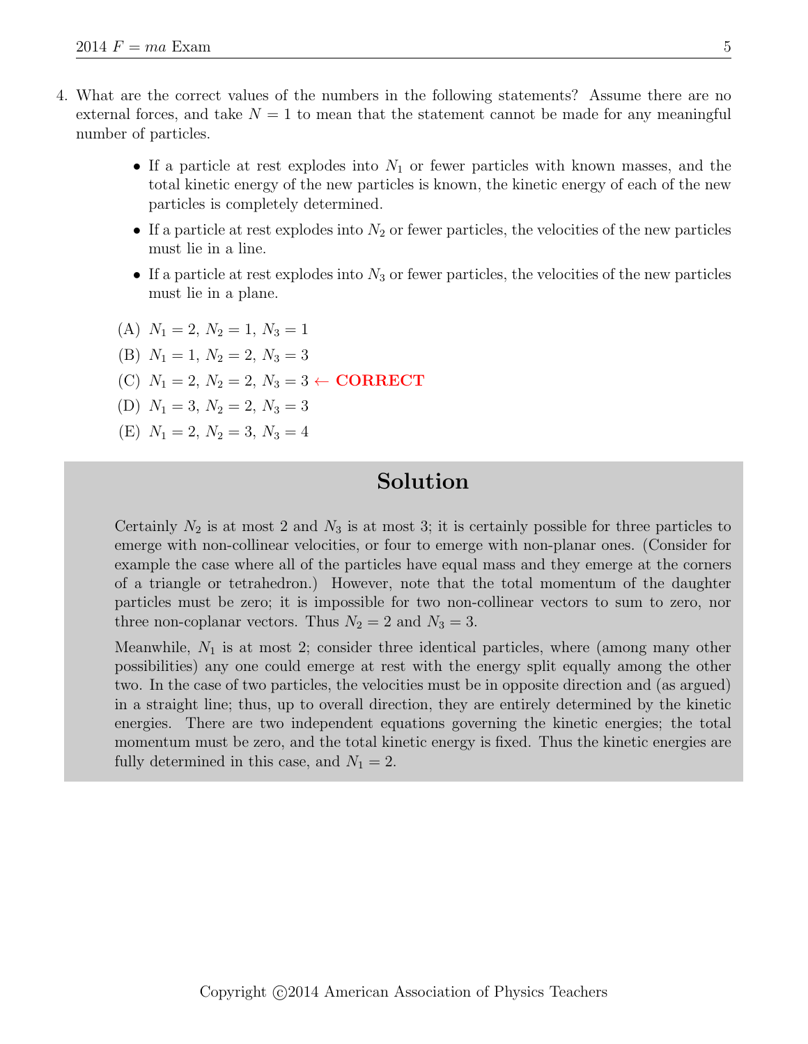4. What are the correct values of the numbers in the following statements? Assume there are no external forces, and take $N = 1$ to mean that the statement cannot be made for any meaningful number of particles.

   - If a particle at rest explodes into $N_1$ or fewer particles with known masses, and the total kinetic energy of the new particles is known, the kinetic energy of each of the new particles is completely determined.
   - If a particle at rest explodes into $N_2$ or fewer particles, the velocities of the new particles must lie in a line.
   - If a particle at rest explodes into $N_3$ or fewer particles, the velocities of the new particles must lie in a plane.

   (A) $N_1 = 2$, $N_2 = 1$, $N_3 = 1$

   (B) $N_1 = 1$, $N_2 = 2$, $N_3 = 3$

   (C) $N_1 = 2$, $N_2 = 2$, $N_3 = 3$ ← **CORRECT**

   (D) $N_1 = 3$, $N_2 = 2$, $N_3 = 3$

   (E) $N_1 = 2$, $N_2 = 3$, $N_3 = 4$

## Solution

Certainly $N_2$ is at most 2 and $N_3$ is at most 3; it is certainly possible for three particles to emerge with non-collinear velocities, or four to emerge with non-planar ones. (Consider for example the case where all of the particles have equal mass and they emerge at the corners of a triangle or tetrahedron.) However, note that the total momentum of the daughter particles must be zero; it is impossible for two non-collinear vectors to sum to zero, nor three non-coplanar vectors. Thus $N_2 = 2$ and $N_3 = 3$.

Meanwhile, $N_1$ is at most 2; consider three identical particles, where (among many other possibilities) any one could emerge at rest with the energy split equally among the other two. In the case of two particles, the velocities must be in opposite direction and (as argued) in a straight line; thus, up to overall direction, they are entirely determined by the kinetic energies. There are two independent equations governing the kinetic energies; the total momentum must be zero, and the total kinetic energy is fixed. Thus the kinetic energies are fully determined in this case, and $N_1 = 2$.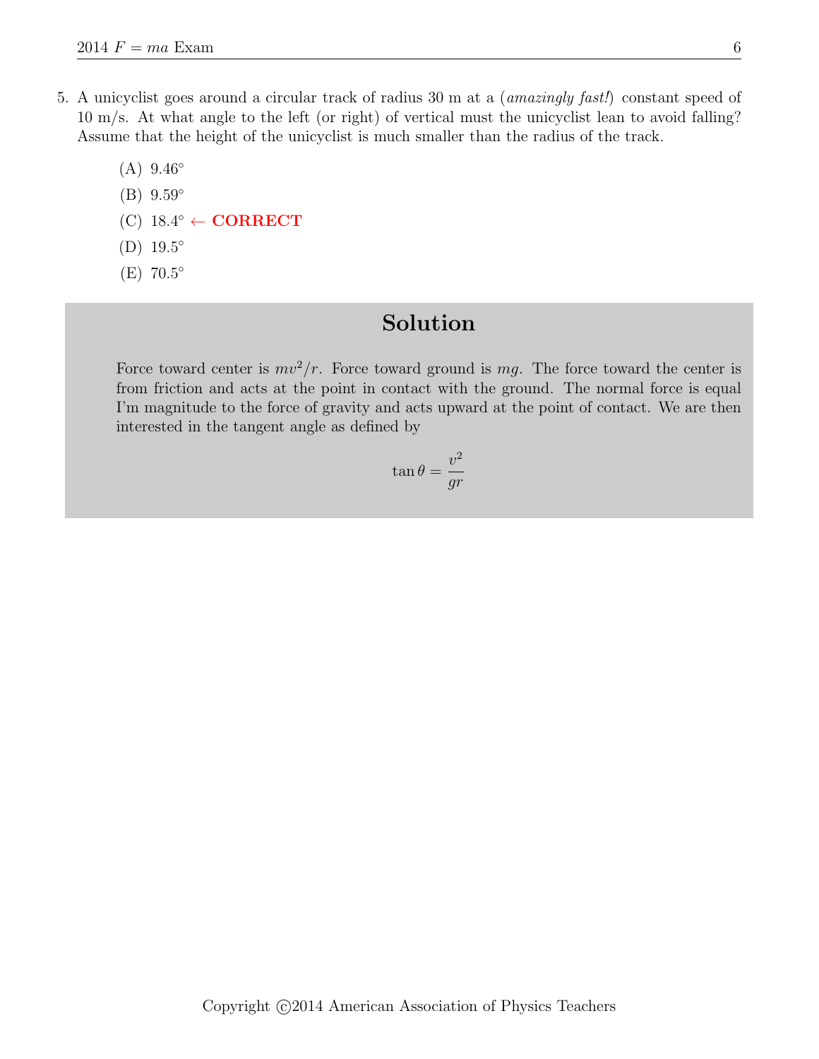5. A unicyclist goes around a circular track of radius 30 m at a (*amazingly fast!*) constant speed of 10 m/s. At what angle to the left (or right) of vertical must the unicyclist lean to avoid falling? Assume that the height of the unicyclist is much smaller than the radius of the track.

   (A) 9.46°

   (B) 9.59°

   (C) 18.4° ← **CORRECT**

   (D) 19.5°

   (E) 70.5°

## Solution

Force toward center is $mv^2/r$. Force toward ground is $mg$. The force toward the center is from friction and acts at the point in contact with the ground. The normal force is equal I'm magnitude to the force of gravity and acts upward at the point of contact. We are then interested in the tangent angle as defined by

$$\tan\theta = \frac{v^2}{gr}$$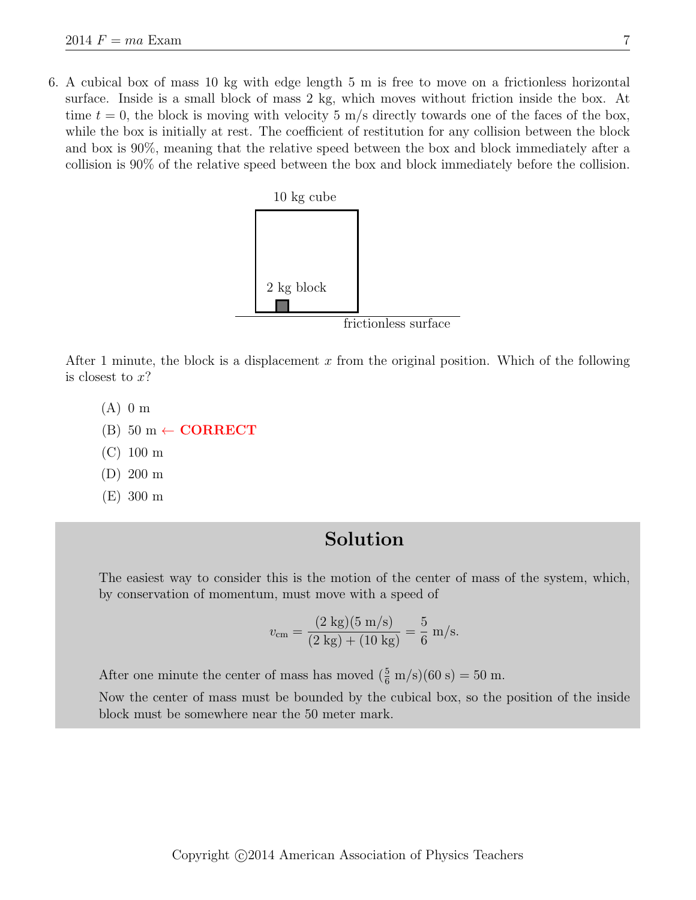6. A cubical box of mass 10 kg with edge length 5 m is free to move on a frictionless horizontal surface. Inside is a small block of mass 2 kg, which moves without friction inside the box. At time $t = 0$, the block is moving with velocity 5 m/s directly towards one of the faces of the box, while the box is initially at rest. The coefficient of restitution for any collision between the block and box is 90%, meaning that the relative speed between the box and block immediately after a collision is 90% of the relative speed between the box and block immediately before the collision.

10 kg cube

2 kg block

frictionless surface

After 1 minute, the block is a displacement $x$ from the original position. Which of the following is closest to $x$?

(A) 0 m

(B) 50 m ← **CORRECT**

(C) 100 m

(D) 200 m

(E) 300 m

## Solution

The easiest way to consider this is the motion of the center of mass of the system, which, by conservation of momentum, must move with a speed of

$$v_{\text{cm}} = \frac{(2 \text{ kg})(5 \text{ m/s})}{(2 \text{ kg}) + (10 \text{ kg})} = \frac{5}{6} \text{ m/s}.$$

After one minute the center of mass has moved $(\frac{5}{6} \text{ m/s})(60 \text{ s}) = 50$ m.

Now the center of mass must be bounded by the cubical box, so the position of the inside block must be somewhere near the 50 meter mark.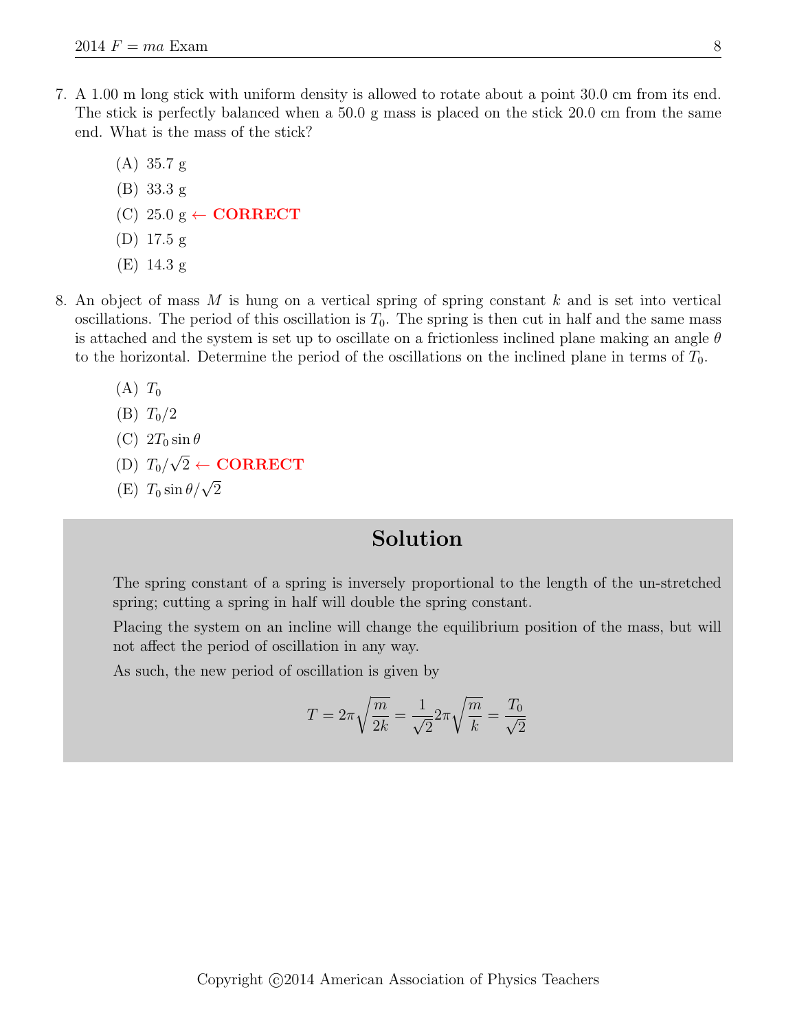7. A 1.00 m long stick with uniform density is allowed to rotate about a point 30.0 cm from its end. The stick is perfectly balanced when a 50.0 g mass is placed on the stick 20.0 cm from the same end. What is the mass of the stick?

   (A) 35.7 g

   (B) 33.3 g

   (C) 25.0 g ← **CORRECT**

   (D) 17.5 g

   (E) 14.3 g

8. An object of mass $M$ is hung on a vertical spring of spring constant $k$ and is set into vertical oscillations. The period of this oscillation is $T_0$. The spring is then cut in half and the same mass is attached and the system is set up to oscillate on a frictionless inclined plane making an angle $\theta$ to the horizontal. Determine the period of the oscillations on the inclined plane in terms of $T_0$.

   (A) $T_0$

   (B) $T_0/2$

   (C) $2T_0 \sin\theta$

   (D) $T_0/\sqrt{2}$ ← **CORRECT**

   (E) $T_0 \sin\theta/\sqrt{2}$

## Solution

The spring constant of a spring is inversely proportional to the length of the un-stretched spring; cutting a spring in half will double the spring constant.

Placing the system on an incline will change the equilibrium position of the mass, but will not affect the period of oscillation in any way.

As such, the new period of oscillation is given by

$$T = 2\pi\sqrt{\frac{m}{2k}} = \frac{1}{\sqrt{2}}2\pi\sqrt{\frac{m}{k}} = \frac{T_0}{\sqrt{2}}$$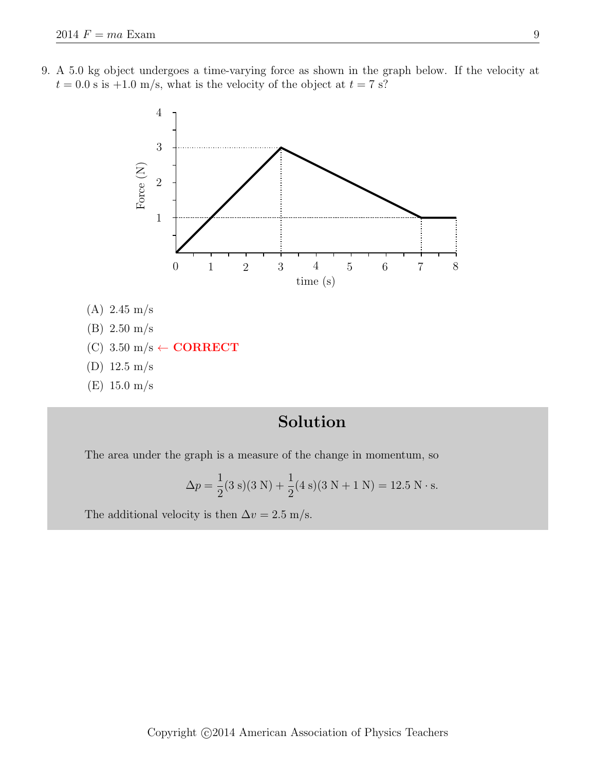9. A 5.0 kg object undergoes a time-varying force as shown in the graph below. If the velocity at $t = 0.0$ s is $+1.0$ m/s, what is the velocity of the object at $t = 7$ s?

(A) 2.45 m/s

(B) 2.50 m/s

(C) 3.50 m/s ← **CORRECT**

(D) 12.5 m/s

(E) 15.0 m/s

## Solution

The area under the graph is a measure of the change in momentum, so

$$\Delta p = \frac{1}{2}(3\text{ s})(3\text{ N}) + \frac{1}{2}(4\text{ s})(3\text{ N} + 1\text{ N}) = 12.5\text{ N} \cdot \text{s}.$$

The additional velocity is then $\Delta v = 2.5$ m/s.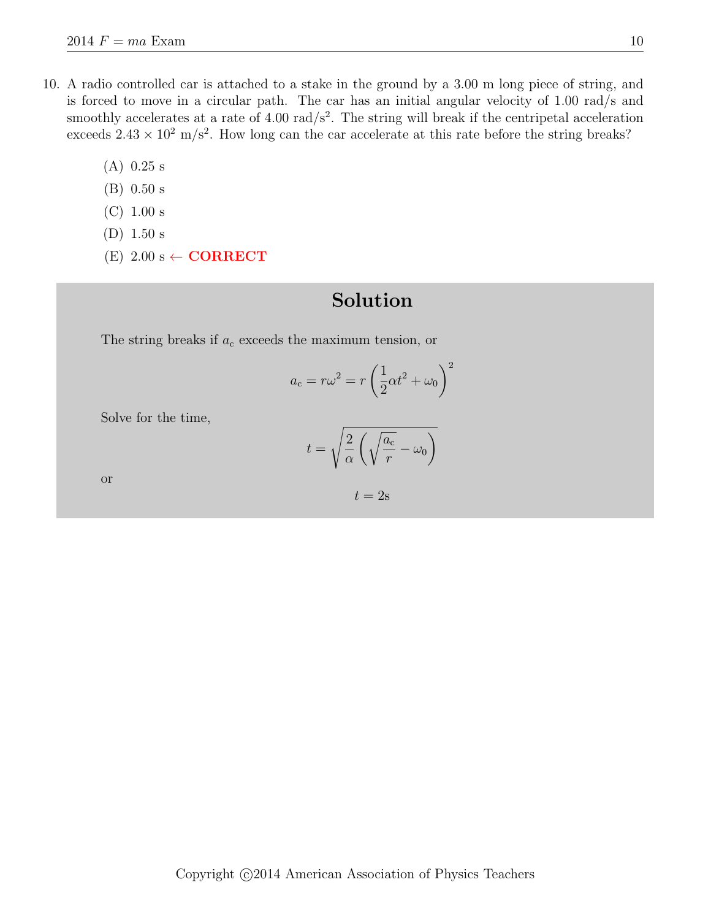10. A radio controlled car is attached to a stake in the ground by a 3.00 m long piece of string, and is forced to move in a circular path. The car has an initial angular velocity of 1.00 rad/s and smoothly accelerates at a rate of 4.00 rad/s$^2$. The string will break if the centripetal acceleration exceeds $2.43 \times 10^2$ m/s$^2$. How long can the car accelerate at this rate before the string breaks?

    (A) 0.25 s

    (B) 0.50 s

    (C) 1.00 s

    (D) 1.50 s

    (E) 2.00 s ← **CORRECT**

## Solution

The string breaks if $a_c$ exceeds the maximum tension, or

$$a_c = r\omega^2 = r\left(\frac{1}{2}\alpha t^2 + \omega_0\right)^2$$

Solve for the time,

$$t = \sqrt{\frac{2}{\alpha}\left(\sqrt{\frac{a_c}{r}} - \omega_0\right)}$$

or

$$t = 2\text{s}$$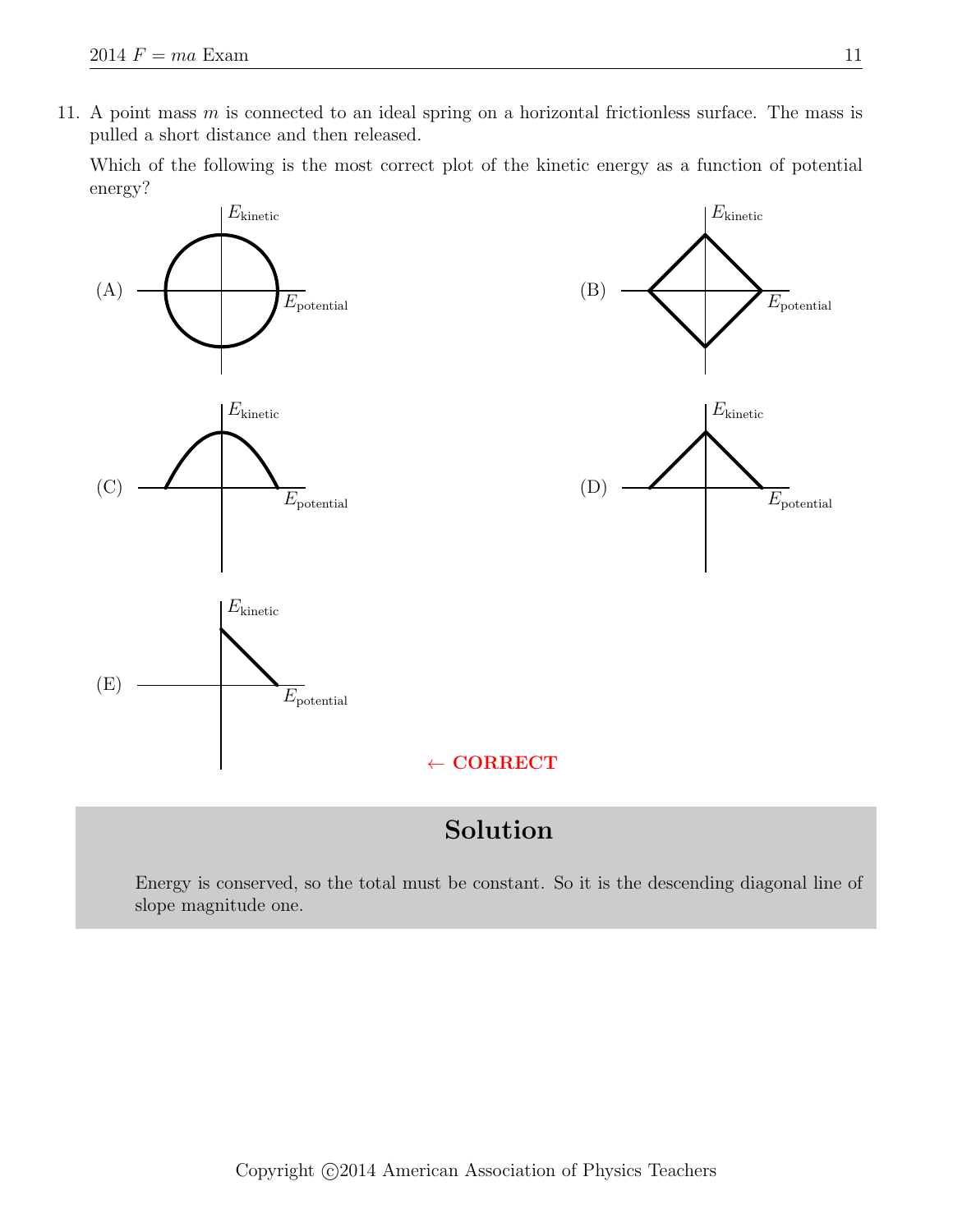11. A point mass $m$ is connected to an ideal spring on a horizontal frictionless surface. The mass is pulled a short distance and then released.

    Which of the following is the most correct plot of the kinetic energy as a function of potential energy?

(A) $E_{\text{kinetic}}$ vs. $E_{\text{potential}}$

(B) $E_{\text{kinetic}}$ vs. $E_{\text{potential}}$

(C) $E_{\text{kinetic}}$ vs. $E_{\text{potential}}$

(D) $E_{\text{kinetic}}$ vs. $E_{\text{potential}}$

(E) $E_{\text{kinetic}}$ vs. $E_{\text{potential}}$ **← CORRECT**

## Solution

Energy is conserved, so the total must be constant. So it is the descending diagonal line of slope magnitude one.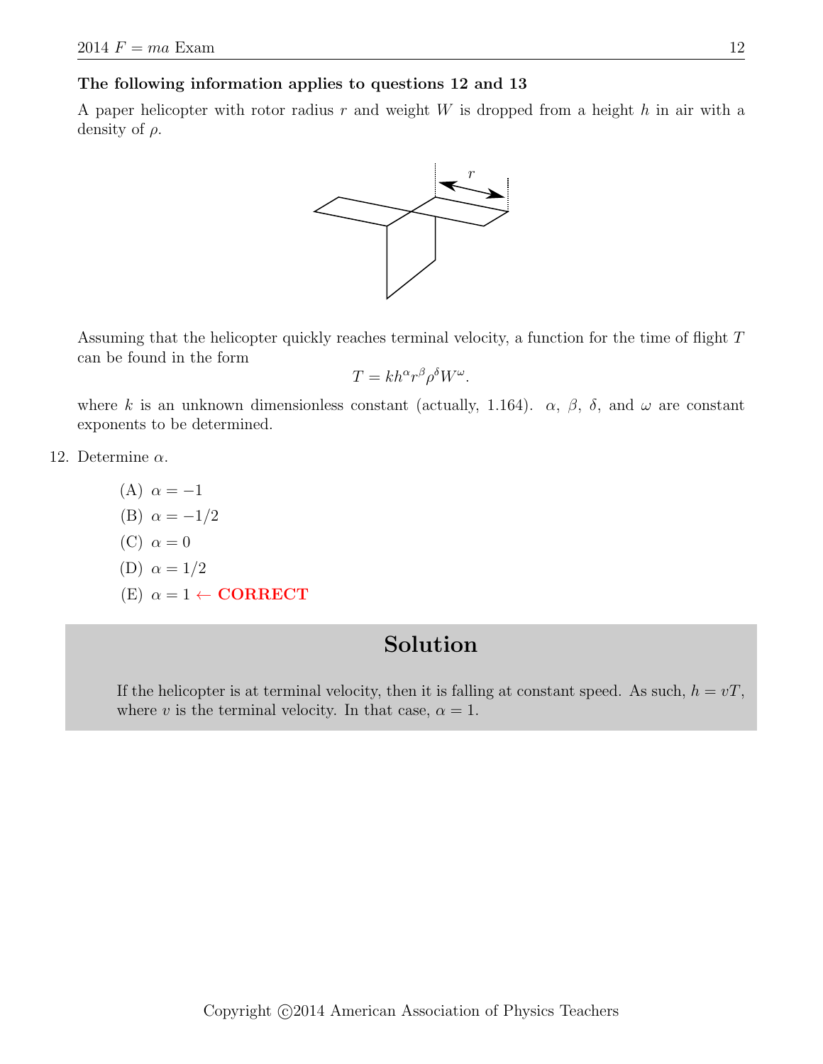**The following information applies to questions 12 and 13**

A paper helicopter with rotor radius $r$ and weight $W$ is dropped from a height $h$ in air with a density of $\rho$.

Assuming that the helicopter quickly reaches terminal velocity, a function for the time of flight $T$ can be found in the form

$$T = kh^{\alpha}r^{\beta}\rho^{\delta}W^{\omega}.$$

where $k$ is an unknown dimensionless constant (actually, 1.164). $\alpha$, $\beta$, $\delta$, and $\omega$ are constant exponents to be determined.

12. Determine $\alpha$.

    (A) $\alpha = -1$

    (B) $\alpha = -1/2$

    (C) $\alpha = 0$

    (D) $\alpha = 1/2$

    (E) $\alpha = 1$ ← **CORRECT**

## Solution

If the helicopter is at terminal velocity, then it is falling at constant speed. As such, $h = vT$, where $v$ is the terminal velocity. In that case, $\alpha = 1$.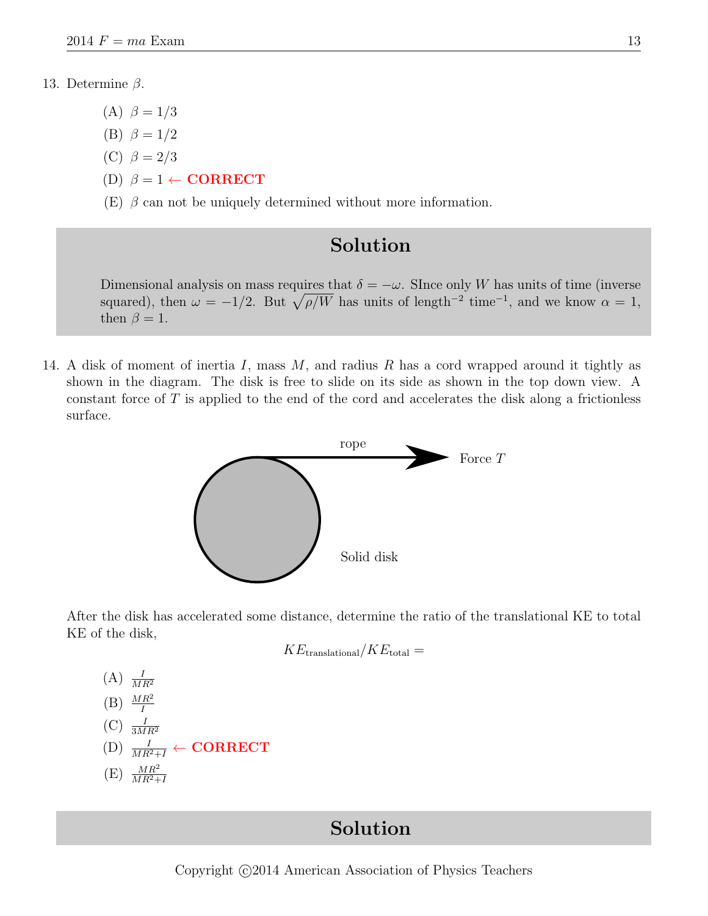13. Determine $\beta$.

  (A) $\beta = 1/3$

  (B) $\beta = 1/2$

  (C) $\beta = 2/3$

  (D) $\beta = 1$ ← **CORRECT**

  (E) $\beta$ can not be uniquely determined without more information.

## Solution

Dimensional analysis on mass requires that $\delta = -\omega$. SInce only $W$ has units of time (inverse squared), then $\omega = -1/2$. But $\sqrt{\rho/W}$ has units of length$^{-2}$ time$^{-1}$, and we know $\alpha = 1$, then $\beta = 1$.

14. A disk of moment of inertia $I$, mass $M$, and radius $R$ has a cord wrapped around it tightly as shown in the diagram. The disk is free to slide on its side as shown in the top down view. A constant force of $T$ is applied to the end of the cord and accelerates the disk along a frictionless surface.

rope

Force $T$

Solid disk

After the disk has accelerated some distance, determine the ratio of the translational KE to total KE of the disk,

$$KE_{\text{translational}}/KE_{\text{total}} =$$

  (A) $\frac{I}{MR^2}$

  (B) $\frac{MR^2}{I}$

  (C) $\frac{I}{3MR^2}$

  (D) $\frac{I}{MR^2+I}$ ← **CORRECT**

  (E) $\frac{MR^2}{MR^2+I}$

## Solution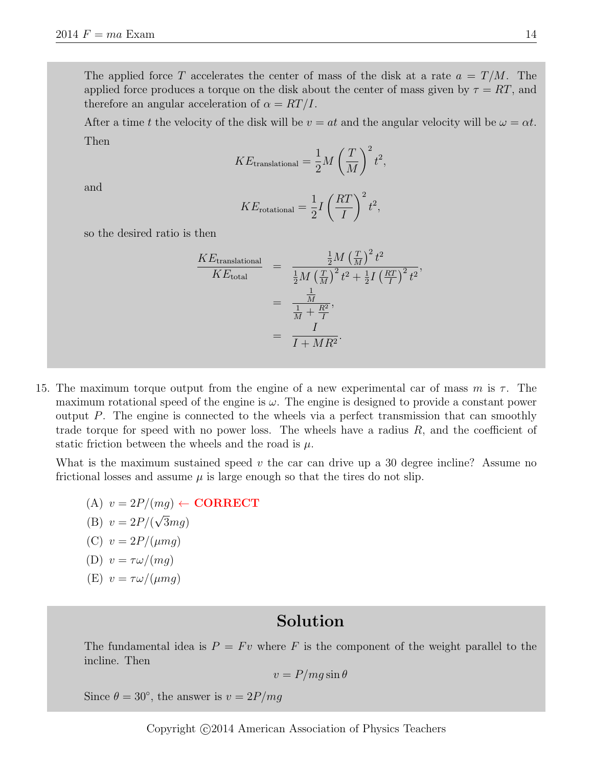The applied force $T$ accelerates the center of mass of the disk at a rate $a = T/M$. The applied force produces a torque on the disk about the center of mass given by $\tau = RT$, and therefore an angular acceleration of $\alpha = RT/I$.

After a time $t$ the velocity of the disk will be $v = at$ and the angular velocity will be $\omega = \alpha t$. Then

$$KE_{\text{translational}} = \frac{1}{2}M\left(\frac{T}{M}\right)^2 t^2,$$

and

$$KE_{\text{rotational}} = \frac{1}{2}I\left(\frac{RT}{I}\right)^2 t^2,$$

so the desired ratio is then

$$\begin{aligned}
\frac{KE_{\text{translational}}}{KE_{\text{total}}} &= \frac{\frac{1}{2}M\left(\frac{T}{M}\right)^2 t^2}{\frac{1}{2}M\left(\frac{T}{M}\right)^2 t^2 + \frac{1}{2}I\left(\frac{RT}{I}\right)^2 t^2}, \\
&= \frac{\frac{1}{M}}{\frac{1}{M} + \frac{R^2}{I}}, \\
&= \frac{I}{I + MR^2}.
\end{aligned}$$

15. The maximum torque output from the engine of a new experimental car of mass $m$ is $\tau$. The maximum rotational speed of the engine is $\omega$. The engine is designed to provide a constant power output $P$. The engine is connected to the wheels via a perfect transmission that can smoothly trade torque for speed with no power loss. The wheels have a radius $R$, and the coefficient of static friction between the wheels and the road is $\mu$.

    What is the maximum sustained speed $v$ the car can drive up a 30 degree incline? Assume no frictional losses and assume $\mu$ is large enough so that the tires do not slip.

    (A) $v = 2P/(mg)$ ← **CORRECT**
    (B) $v = 2P/(\sqrt{3}mg)$
    (C) $v = 2P/(\mu mg)$
    (D) $v = \tau\omega/(mg)$
    (E) $v = \tau\omega/(\mu mg)$

## Solution

The fundamental idea is $P = Fv$ where $F$ is the component of the weight parallel to the incline. Then

$$v = P/mg\sin\theta$$

Since $\theta = 30°$, the answer is $v = 2P/mg$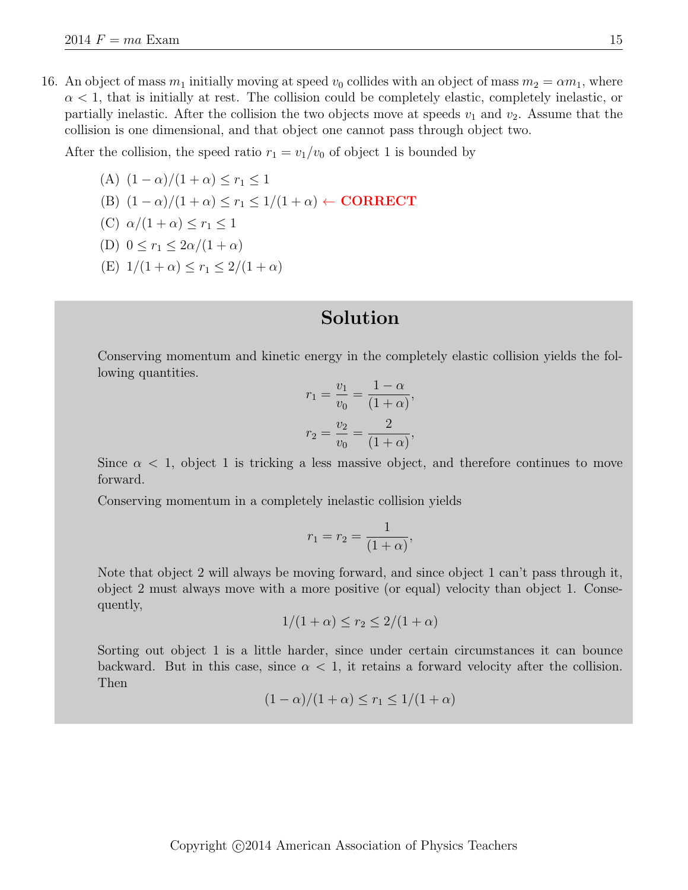16. An object of mass $m_1$ initially moving at speed $v_0$ collides with an object of mass $m_2 = \alpha m_1$, where $\alpha < 1$, that is initially at rest. The collision could be completely elastic, completely inelastic, or partially inelastic. After the collision the two objects move at speeds $v_1$ and $v_2$. Assume that the collision is one dimensional, and that object one cannot pass through object two.

    After the collision, the speed ratio $r_1 = v_1/v_0$ of object 1 is bounded by

    (A) $(1-\alpha)/(1+\alpha) \leq r_1 \leq 1$

    (B) $(1-\alpha)/(1+\alpha) \leq r_1 \leq 1/(1+\alpha)$ ← **CORRECT**

    (C) $\alpha/(1+\alpha) \leq r_1 \leq 1$

    (D) $0 \leq r_1 \leq 2\alpha/(1+\alpha)$

    (E) $1/(1+\alpha) \leq r_1 \leq 2/(1+\alpha)$

## Solution

Conserving momentum and kinetic energy in the completely elastic collision yields the following quantities.

$$r_1 = \frac{v_1}{v_0} = \frac{1-\alpha}{(1+\alpha)},$$

$$r_2 = \frac{v_2}{v_0} = \frac{2}{(1+\alpha)},$$

Since $\alpha < 1$, object 1 is tricking a less massive object, and therefore continues to move forward.

Conserving momentum in a completely inelastic collision yields

$$r_1 = r_2 = \frac{1}{(1+\alpha)},$$

Note that object 2 will always be moving forward, and since object 1 can't pass through it, object 2 must always move with a more positive (or equal) velocity than object 1. Consequently,

$$1/(1+\alpha) \leq r_2 \leq 2/(1+\alpha)$$

Sorting out object 1 is a little harder, since under certain circumstances it can bounce backward. But in this case, since $\alpha < 1$, it retains a forward velocity after the collision. Then

$$(1-\alpha)/(1+\alpha) \leq r_1 \leq 1/(1+\alpha)$$

Copyright ©2014 American Association of Physics Teachers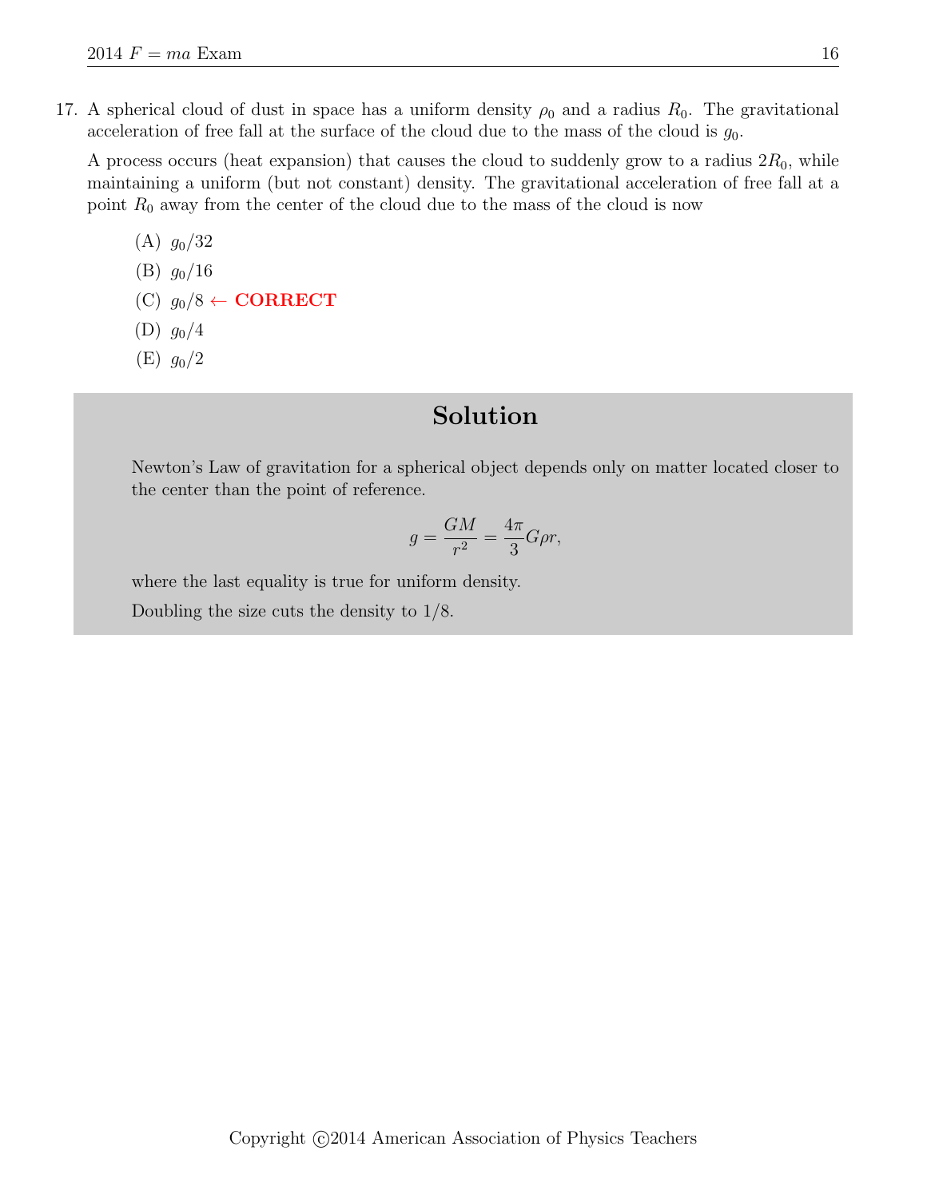17. A spherical cloud of dust in space has a uniform density $\rho_0$ and a radius $R_0$. The gravitational acceleration of free fall at the surface of the cloud due to the mass of the cloud is $g_0$.

    A process occurs (heat expansion) that causes the cloud to suddenly grow to a radius $2R_0$, while maintaining a uniform (but not constant) density. The gravitational acceleration of free fall at a point $R_0$ away from the center of the cloud due to the mass of the cloud is now

    (A) $g_0/32$

    (B) $g_0/16$

    (C) $g_0/8$ ← **CORRECT**

    (D) $g_0/4$

    (E) $g_0/2$

## Solution

Newton's Law of gravitation for a spherical object depends only on matter located closer to the center than the point of reference.

$$g = \frac{GM}{r^2} = \frac{4\pi}{3} G\rho r,$$

where the last equality is true for uniform density.

Doubling the size cuts the density to 1/8.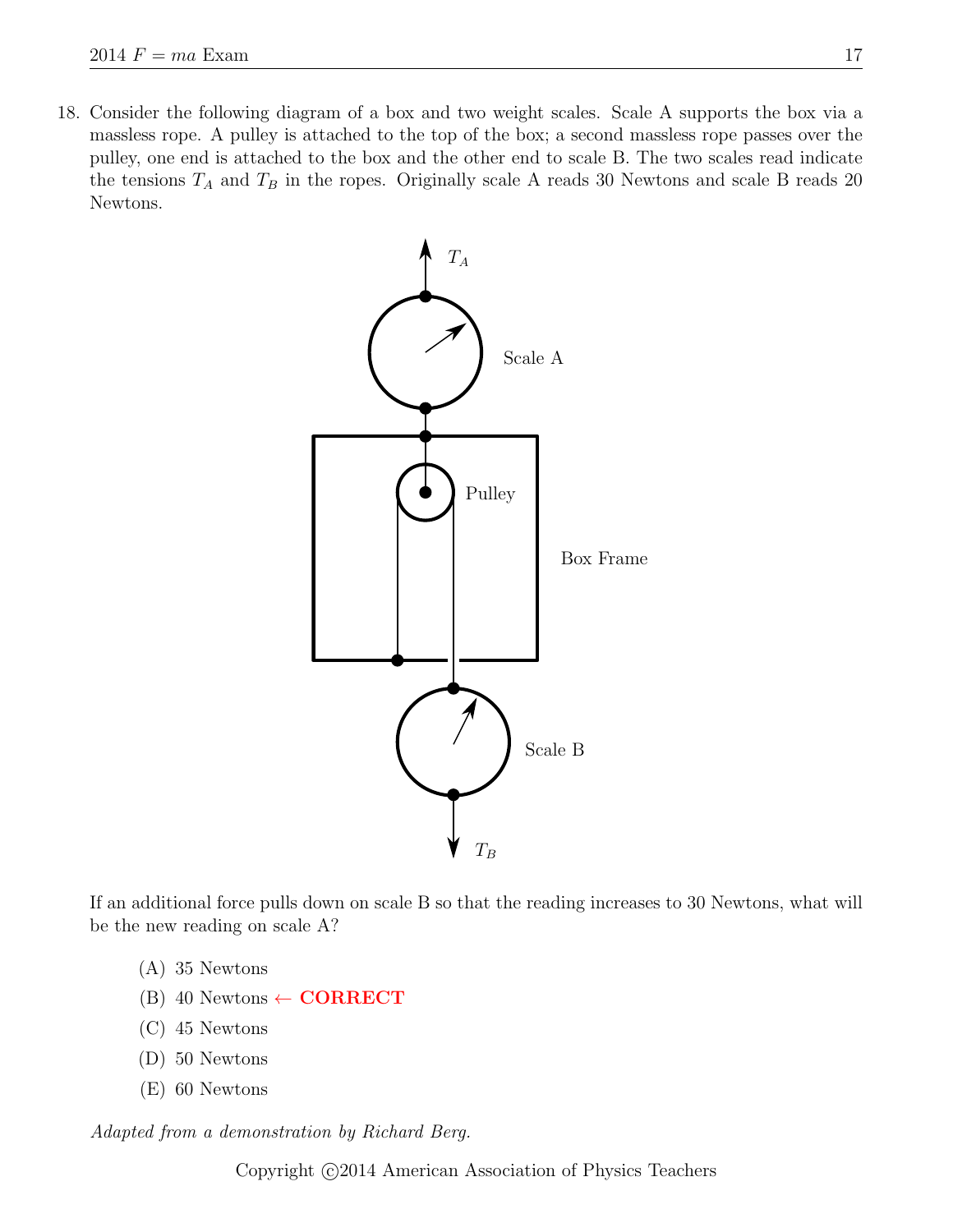18. Consider the following diagram of a box and two weight scales. Scale A supports the box via a massless rope. A pulley is attached to the top of the box; a second massless rope passes over the pulley, one end is attached to the box and the other end to scale B. The two scales read indicate the tensions $T_A$ and $T_B$ in the ropes. Originally scale A reads 30 Newtons and scale B reads 20 Newtons.

If an additional force pulls down on scale B so that the reading increases to 30 Newtons, what will be the new reading on scale A?

   (A) 35 Newtons
   (B) 40 Newtons ← **CORRECT**
   (C) 45 Newtons
   (D) 50 Newtons
   (E) 60 Newtons

*Adapted from a demonstration by Richard Berg.*

Copyright ©2014 American Association of Physics Teachers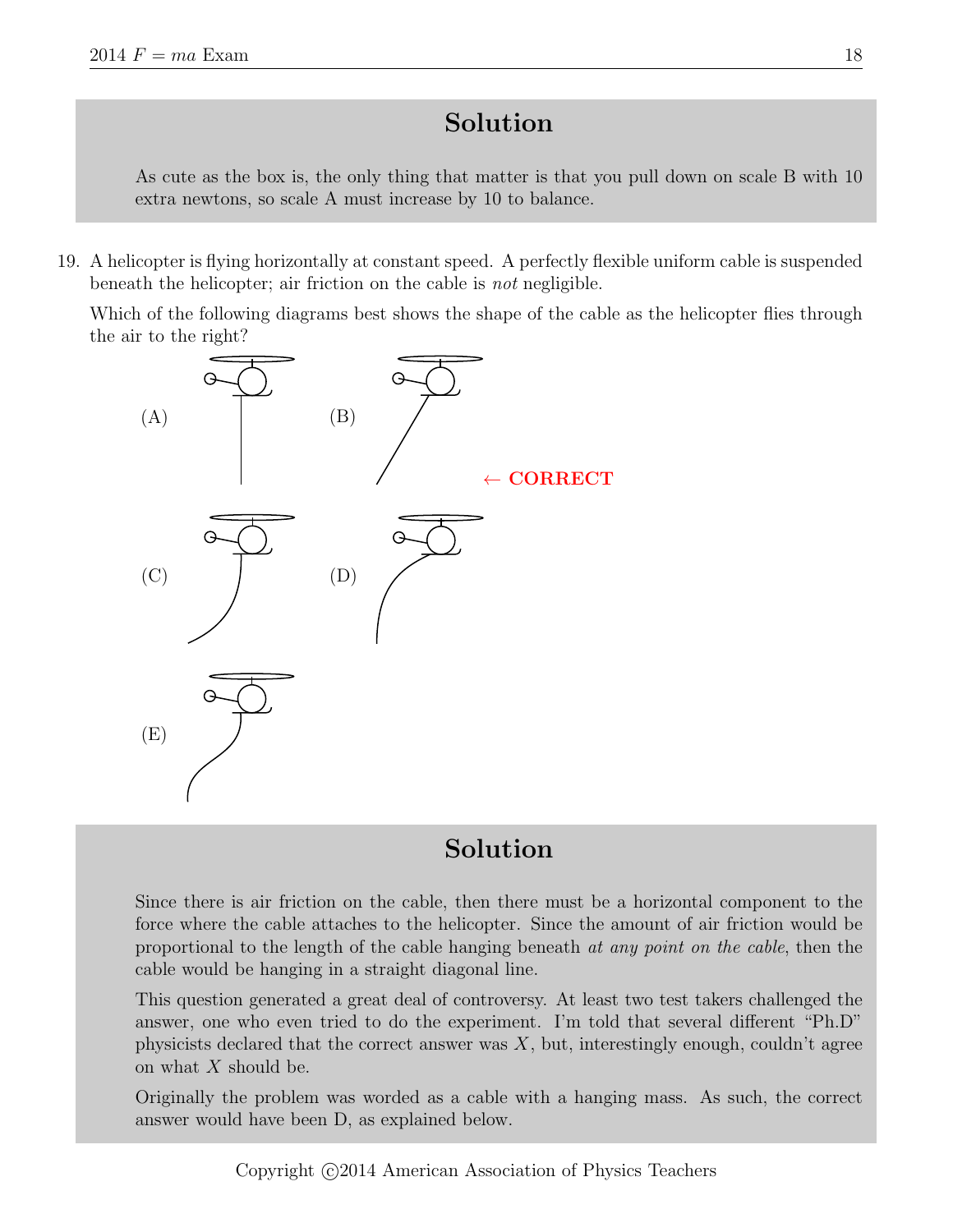## Solution

As cute as the box is, the only thing that matter is that you pull down on scale B with 10 extra newtons, so scale A must increase by 10 to balance.

19. A helicopter is flying horizontally at constant speed. A perfectly flexible uniform cable is suspended beneath the helicopter; air friction on the cable is *not* negligible.

    Which of the following diagrams best shows the shape of the cable as the helicopter flies through the air to the right?

    (A)

    (B) ← **CORRECT**

    (C)

    (D)

    (E)

## Solution

Since there is air friction on the cable, then there must be a horizontal component to the force where the cable attaches to the helicopter. Since the amount of air friction would be proportional to the length of the cable hanging beneath *at any point on the cable*, then the cable would be hanging in a straight diagonal line.

This question generated a great deal of controversy. At least two test takers challenged the answer, one who even tried to do the experiment. I'm told that several different "Ph.D" physicists declared that the correct answer was $X$, but, interestingly enough, couldn't agree on what $X$ should be.

Originally the problem was worded as a cable with a hanging mass. As such, the correct answer would have been D, as explained below.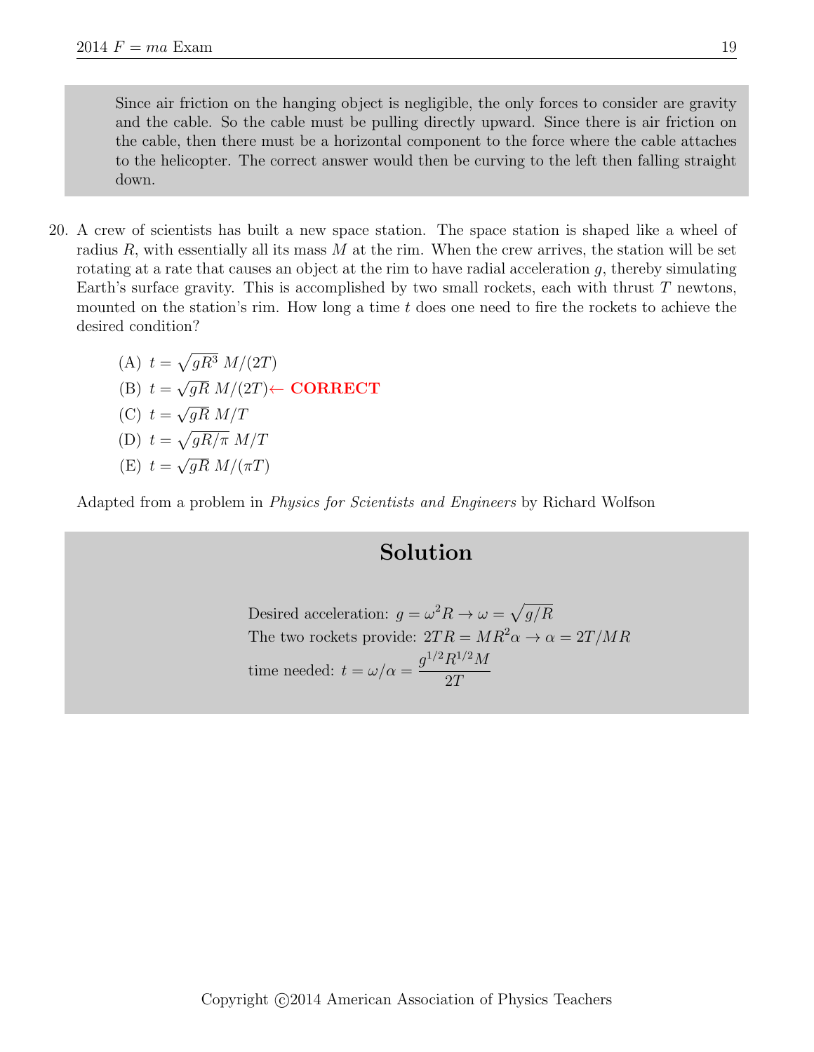Since air friction on the hanging object is negligible, the only forces to consider are gravity and the cable. So the cable must be pulling directly upward. Since there is air friction on the cable, then there must be a horizontal component to the force where the cable attaches to the helicopter. The correct answer would then be curving to the left then falling straight down.

20. A crew of scientists has built a new space station. The space station is shaped like a wheel of radius $R$, with essentially all its mass $M$ at the rim. When the crew arrives, the station will be set rotating at a rate that causes an object at the rim to have radial acceleration $g$, thereby simulating Earth's surface gravity. This is accomplished by two small rockets, each with thrust $T$ newtons, mounted on the station's rim. How long a time $t$ does one need to fire the rockets to achieve the desired condition?

   (A) $t = \sqrt{gR^3}\, M/(2T)$
   
   (B) $t = \sqrt{gR}\, M/(2T)$ ← **CORRECT**
   
   (C) $t = \sqrt{gR}\, M/T$
   
   (D) $t = \sqrt{gR/\pi}\, M/T$
   
   (E) $t = \sqrt{gR}\, M/(\pi T)$

   Adapted from a problem in *Physics for Scientists and Engineers* by Richard Wolfson

## Solution

Desired acceleration: $g = \omega^2 R \rightarrow \omega = \sqrt{g/R}$

The two rockets provide: $2TR = MR^2\alpha \rightarrow \alpha = 2T/MR$

time needed: $t = \omega/\alpha = \dfrac{g^{1/2}R^{1/2}M}{2T}$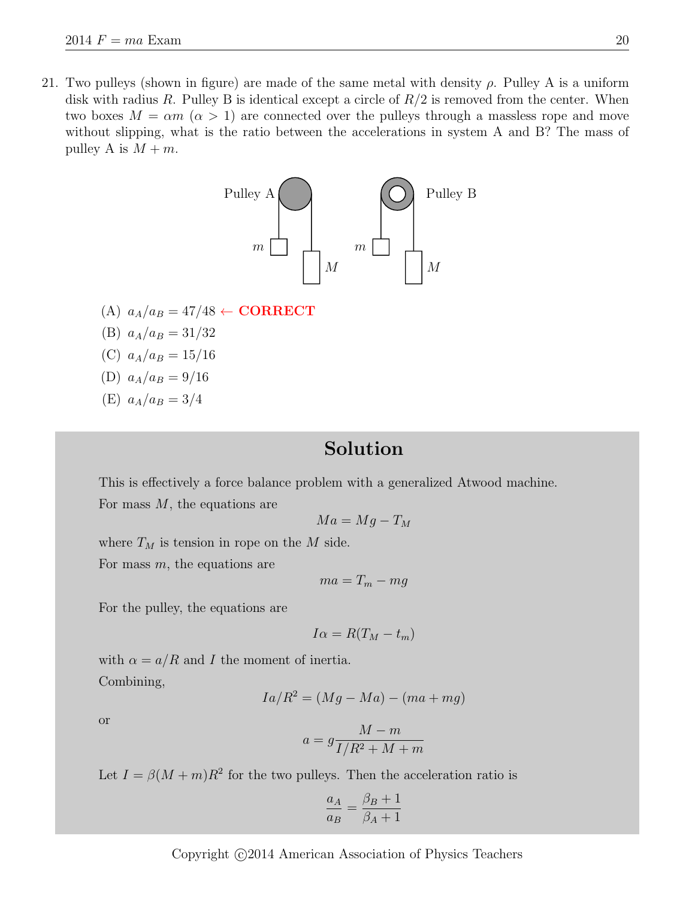21. Two pulleys (shown in figure) are made of the same metal with density $\rho$. Pulley A is a uniform disk with radius $R$. Pulley B is identical except a circle of $R/2$ is removed from the center. When two boxes $M = \alpha m$ ($\alpha > 1$) are connected over the pulleys through a massless rope and move without slipping, what is the ratio between the accelerations in system A and B? The mass of pulley A is $M + m$.

Pulley A　　　Pulley B

$m$　$M$　　　$m$　$M$

(A) $a_A/a_B = 47/48$ ← **CORRECT**

(B) $a_A/a_B = 31/32$

(C) $a_A/a_B = 15/16$

(D) $a_A/a_B = 9/16$

(E) $a_A/a_B = 3/4$

## Solution

This is effectively a force balance problem with a generalized Atwood machine.

For mass $M$, the equations are

$$Ma = Mg - T_M$$

where $T_M$ is tension in rope on the $M$ side.

For mass $m$, the equations are

$$ma = T_m - mg$$

For the pulley, the equations are

$$I\alpha = R(T_M - t_m)$$

with $\alpha = a/R$ and $I$ the moment of inertia.

Combining,

$$Ia/R^2 = (Mg - Ma) - (ma + mg)$$

or

$$a = g\frac{M - m}{I/R^2 + M + m}$$

Let $I = \beta(M + m)R^2$ for the two pulleys. Then the acceleration ratio is

$$\frac{a_A}{a_B} = \frac{\beta_B + 1}{\beta_A + 1}$$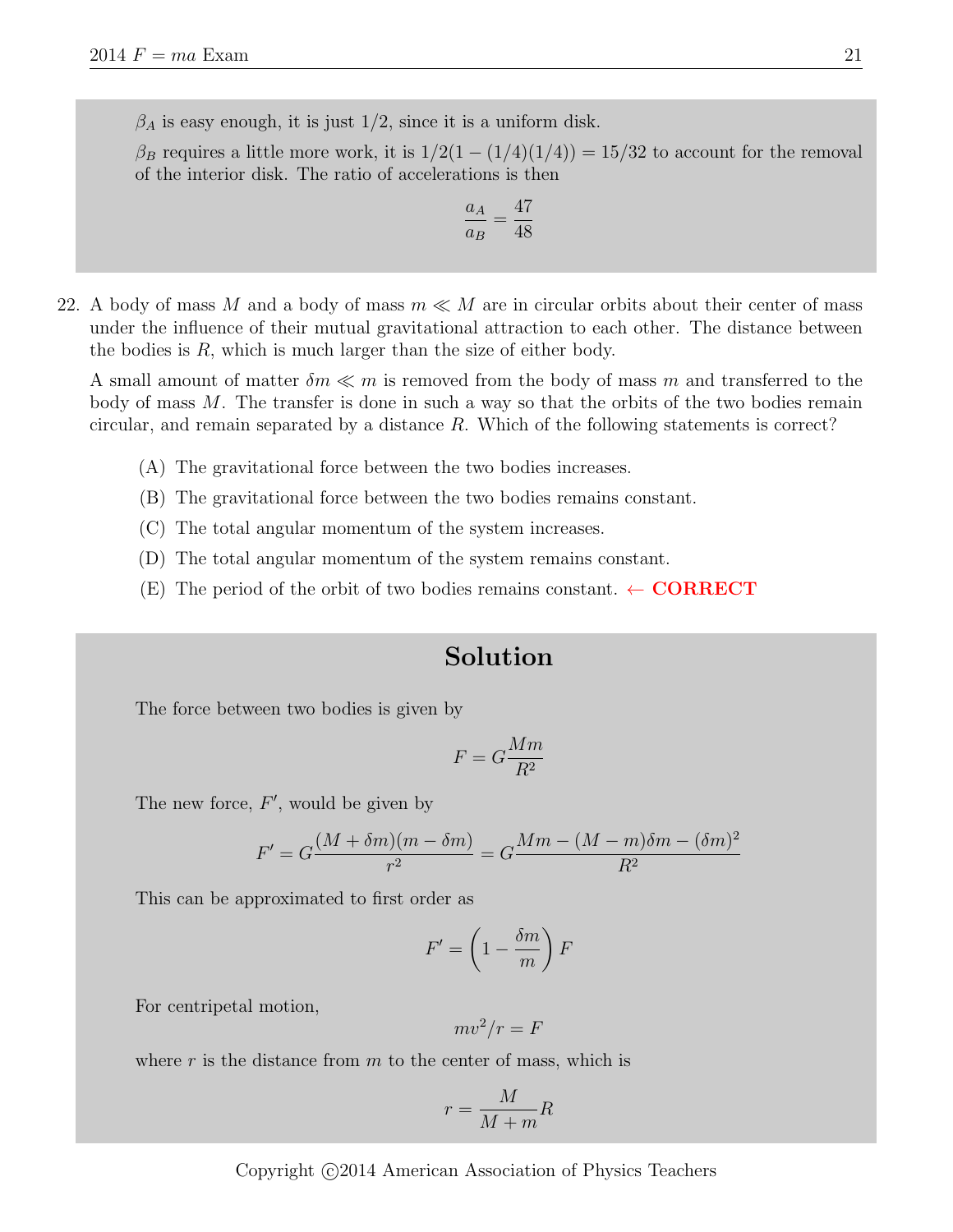$\beta_A$ is easy enough, it is just 1/2, since it is a uniform disk.

$\beta_B$ requires a little more work, it is $1/2(1 - (1/4)(1/4)) = 15/32$ to account for the removal of the interior disk. The ratio of accelerations is then

$$\frac{a_A}{a_B} = \frac{47}{48}$$

22. A body of mass $M$ and a body of mass $m \ll M$ are in circular orbits about their center of mass under the influence of their mutual gravitational attraction to each other. The distance between the bodies is $R$, which is much larger than the size of either body.

A small amount of matter $\delta m \ll m$ is removed from the body of mass $m$ and transferred to the body of mass $M$. The transfer is done in such a way so that the orbits of the two bodies remain circular, and remain separated by a distance $R$. Which of the following statements is correct?

(A) The gravitational force between the two bodies increases.

(B) The gravitational force between the two bodies remains constant.

(C) The total angular momentum of the system increases.

(D) The total angular momentum of the system remains constant.

(E) The period of the orbit of two bodies remains constant. ← **CORRECT**

## Solution

The force between two bodies is given by

$$F = G\frac{Mm}{R^2}$$

The new force, $F'$, would be given by

$$F' = G\frac{(M + \delta m)(m - \delta m)}{r^2} = G\frac{Mm - (M - m)\delta m - (\delta m)^2}{R^2}$$

This can be approximated to first order as

$$F' = \left(1 - \frac{\delta m}{m}\right) F$$

For centripetal motion,

$$mv^2/r = F$$

where $r$ is the distance from $m$ to the center of mass, which is

$$r = \frac{M}{M + m} R$$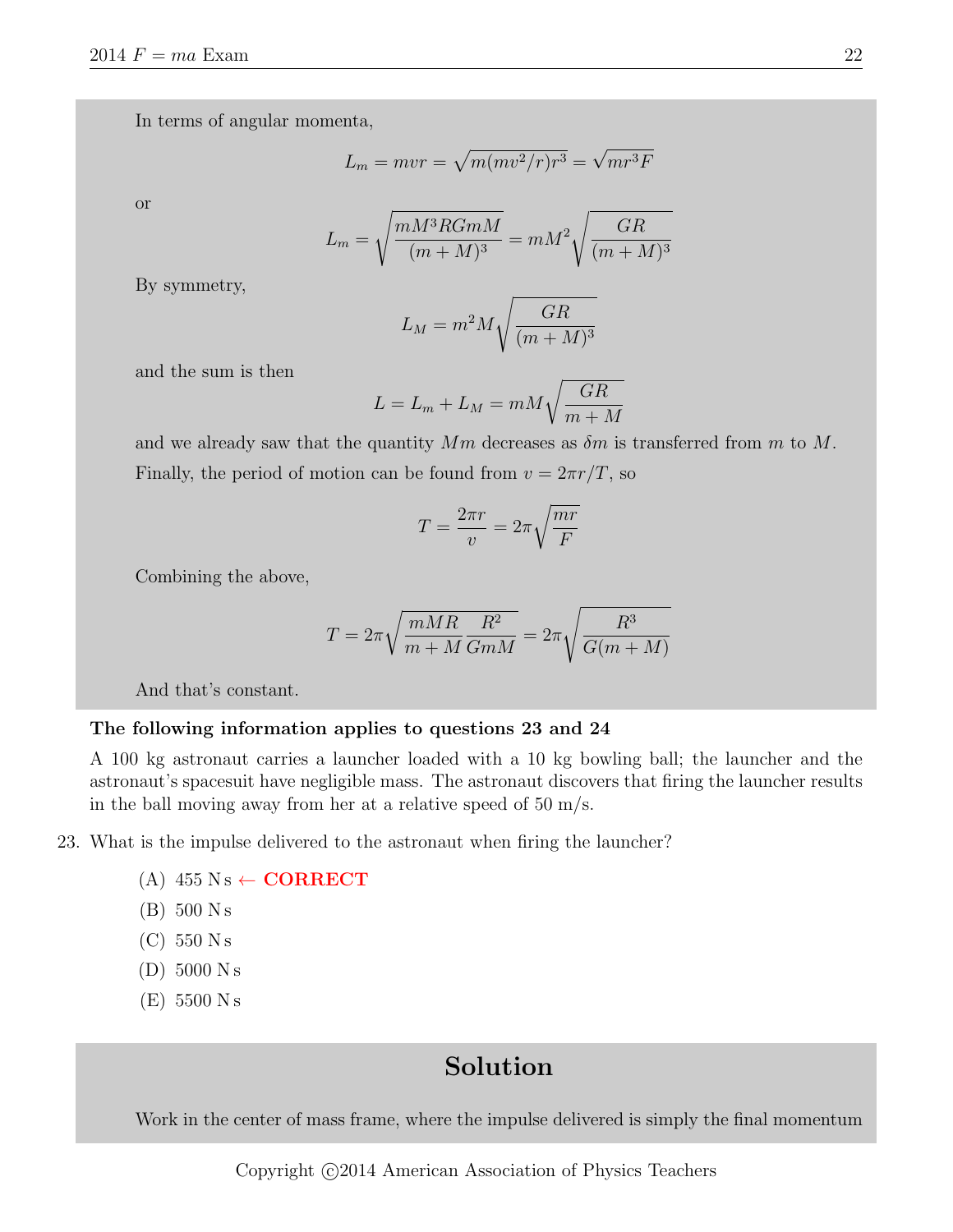In terms of angular momenta,

$$L_m = mvr = \sqrt{m(mv^2/r)r^3} = \sqrt{mr^3F}$$

or

$$L_m = \sqrt{\frac{mM^3RGmM}{(m+M)^3}} = mM^2\sqrt{\frac{GR}{(m+M)^3}}$$

By symmetry,

$$L_M = m^2M\sqrt{\frac{GR}{(m+M)^3}}$$

and the sum is then

$$L = L_m + L_M = mM\sqrt{\frac{GR}{m+M}}$$

and we already saw that the quantity $Mm$ decreases as $\delta m$ is transferred from $m$ to $M$.

Finally, the period of motion can be found from $v = 2\pi r/T$, so

$$T = \frac{2\pi r}{v} = 2\pi\sqrt{\frac{mr}{F}}$$

Combining the above,

$$T = 2\pi\sqrt{\frac{mMR}{m+M}\frac{R^2}{GmM}} = 2\pi\sqrt{\frac{R^3}{G(m+M)}}$$

And that's constant.

**The following information applies to questions 23 and 24**

A 100 kg astronaut carries a launcher loaded with a 10 kg bowling ball; the launcher and the astronaut's spacesuit have negligible mass. The astronaut discovers that firing the launcher results in the ball moving away from her at a relative speed of 50 m/s.

23. What is the impulse delivered to the astronaut when firing the launcher?

    (A) 455 N s ← **CORRECT**

    (B) 500 N s

    (C) 550 N s

    (D) 5000 N s

    (E) 5500 N s

## Solution

Work in the center of mass frame, where the impulse delivered is simply the final momentum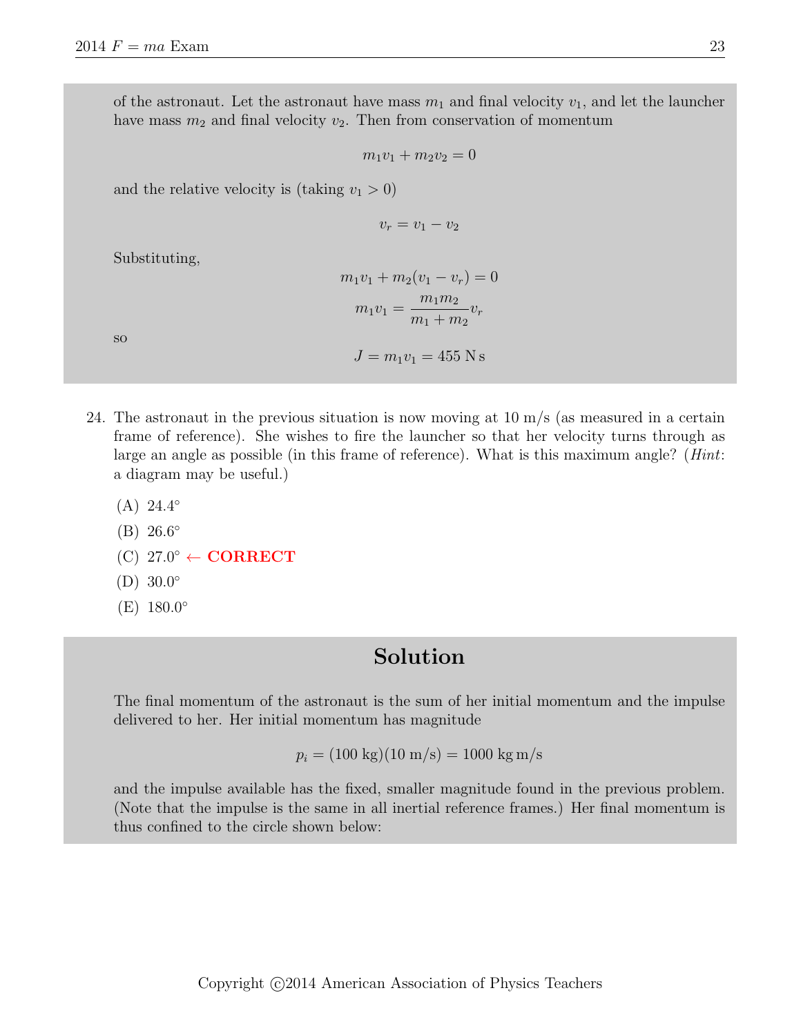of the astronaut. Let the astronaut have mass $m_1$ and final velocity $v_1$, and let the launcher have mass $m_2$ and final velocity $v_2$. Then from conservation of momentum

$$m_1 v_1 + m_2 v_2 = 0$$

and the relative velocity is (taking $v_1 > 0$)

$$v_r = v_1 - v_2$$

Substituting,

$$m_1 v_1 + m_2(v_1 - v_r) = 0$$

$$m_1 v_1 = \frac{m_1 m_2}{m_1 + m_2} v_r$$

so

$$J = m_1 v_1 = 455 \text{ N s}$$

24. The astronaut in the previous situation is now moving at 10 m/s (as measured in a certain frame of reference). She wishes to fire the launcher so that her velocity turns through as large an angle as possible (in this frame of reference). What is this maximum angle? (*Hint*: a diagram may be useful.)

    (A) 24.4°

    (B) 26.6°

    (C) 27.0° ← **CORRECT**

    (D) 30.0°

    (E) 180.0°

## Solution

The final momentum of the astronaut is the sum of her initial momentum and the impulse delivered to her. Her initial momentum has magnitude

$$p_i = (100 \text{ kg})(10 \text{ m/s}) = 1000 \text{ kg m/s}$$

and the impulse available has the fixed, smaller magnitude found in the previous problem. (Note that the impulse is the same in all inertial reference frames.) Her final momentum is thus confined to the circle shown below: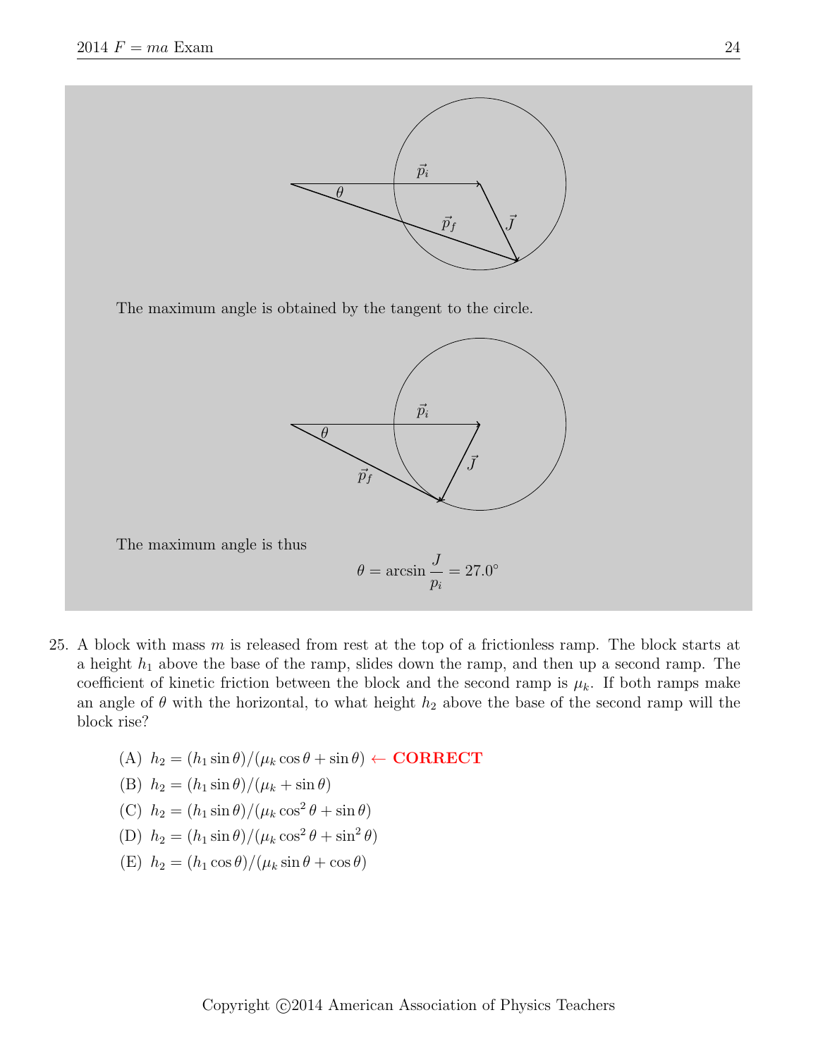$\vec{p}_i$

$\theta$

$\vec{p}_f$

$\vec{J}$

The maximum angle is obtained by the tangent to the circle.

$\vec{p}_i$

$\theta$

$\vec{J}$

$\vec{p}_f$

The maximum angle is thus

$$\theta = \arcsin \frac{J}{p_i} = 27.0^\circ$$

25. A block with mass $m$ is released from rest at the top of a frictionless ramp. The block starts at a height $h_1$ above the base of the ramp, slides down the ramp, and then up a second ramp. The coefficient of kinetic friction between the block and the second ramp is $\mu_k$. If both ramps make an angle of $\theta$ with the horizontal, to what height $h_2$ above the base of the second ramp will the block rise?

    (A) $h_2 = (h_1 \sin\theta)/(\mu_k \cos\theta + \sin\theta)$ ← **CORRECT**

    (B) $h_2 = (h_1 \sin\theta)/(\mu_k + \sin\theta)$

    (C) $h_2 = (h_1 \sin\theta)/(\mu_k \cos^2\theta + \sin\theta)$

    (D) $h_2 = (h_1 \sin\theta)/(\mu_k \cos^2\theta + \sin^2\theta)$

    (E) $h_2 = (h_1 \cos\theta)/(\mu_k \sin\theta + \cos\theta)$

Copyright ©2014 American Association of Physics Teachers